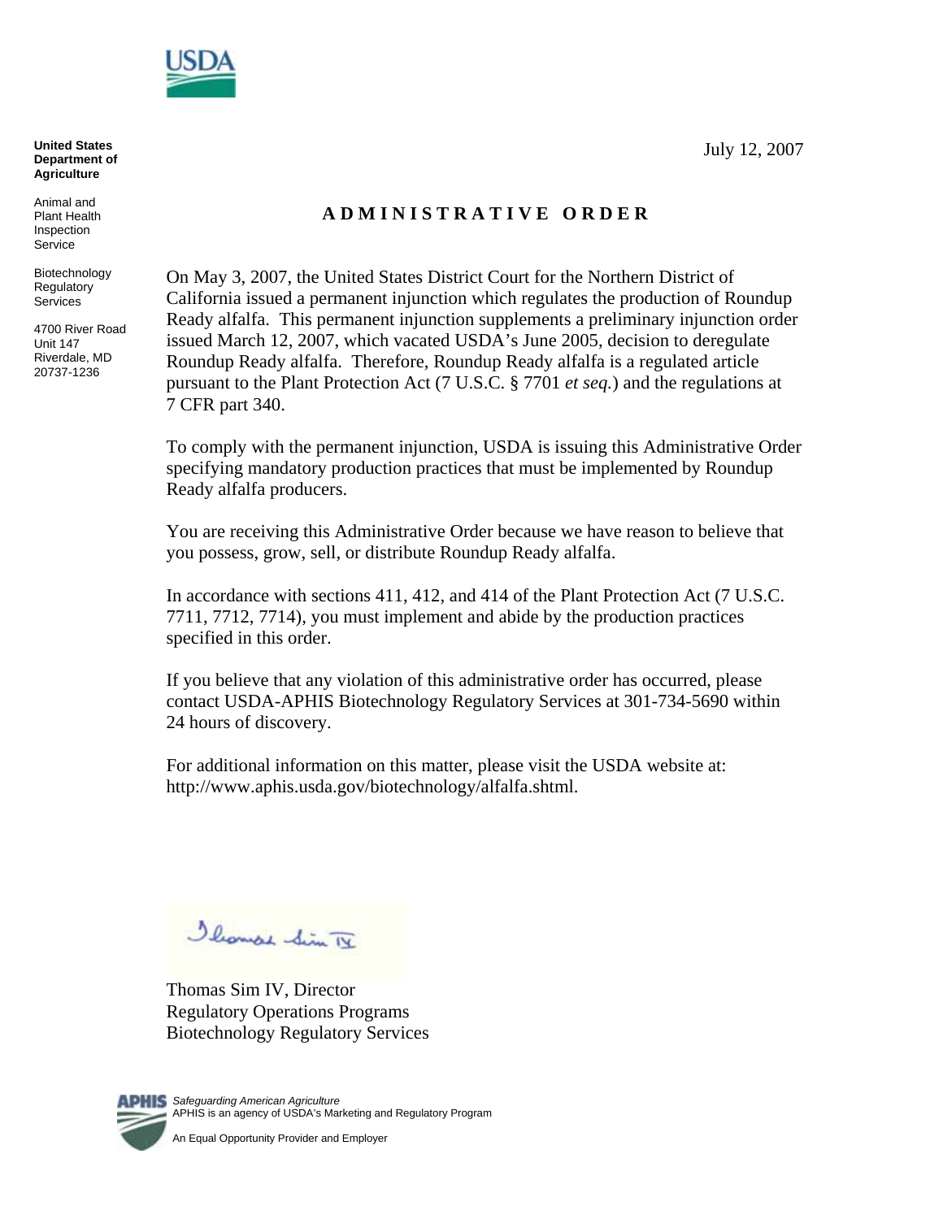United States Department of Agriculture

Animal and Plant Health Inspection Service

Biotechnology Regulatory Services

4700 River Road
Unit 147
Riverdale, MD
20737-1236

July 12, 2007

# ADMINISTRATIVE ORDER

On May 3, 2007, the United States District Court for the Northern District of California issued a permanent injunction which regulates the production of Roundup Ready alfalfa. This permanent injunction supplements a preliminary injunction order issued March 12, 2007, which vacated USDA's June 2005, decision to deregulate Roundup Ready alfalfa. Therefore, Roundup Ready alfalfa is a regulated article pursuant to the Plant Protection Act (7 U.S.C. § 7701 *et seq.*) and the regulations at 7 CFR part 340.

To comply with the permanent injunction, USDA is issuing this Administrative Order specifying mandatory production practices that must be implemented by Roundup Ready alfalfa producers.

You are receiving this Administrative Order because we have reason to believe that you possess, grow, sell, or distribute Roundup Ready alfalfa.

In accordance with sections 411, 412, and 414 of the Plant Protection Act (7 U.S.C. 7711, 7712, 7714), you must implement and abide by the production practices specified in this order.

If you believe that any violation of this administrative order has occurred, please contact USDA-APHIS Biotechnology Regulatory Services at 301-734-5690 within 24 hours of discovery.

For additional information on this matter, please visit the USDA website at: http://www.aphis.usda.gov/biotechnology/alfalfa.shtml.

Thomas Sim IV, Director
Regulatory Operations Programs
Biotechnology Regulatory Services

*Safeguarding American Agriculture*
APHIS is an agency of USDA's Marketing and Regulatory Program

An Equal Opportunity Provider and Employer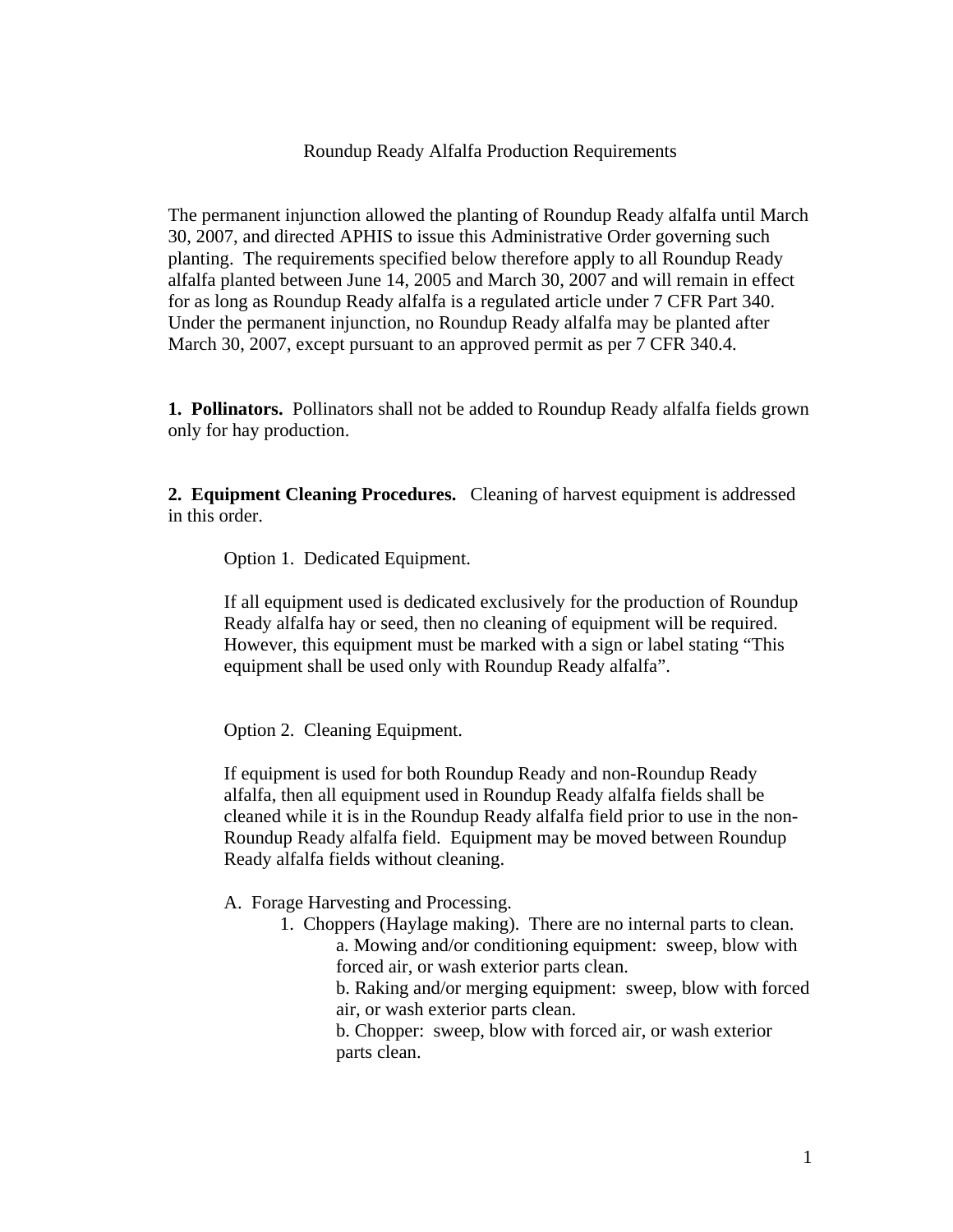Roundup Ready Alfalfa Production Requirements

The permanent injunction allowed the planting of Roundup Ready alfalfa until March 30, 2007, and directed APHIS to issue this Administrative Order governing such planting. The requirements specified below therefore apply to all Roundup Ready alfalfa planted between June 14, 2005 and March 30, 2007 and will remain in effect for as long as Roundup Ready alfalfa is a regulated article under 7 CFR Part 340. Under the permanent injunction, no Roundup Ready alfalfa may be planted after March 30, 2007, except pursuant to an approved permit as per 7 CFR 340.4.

**1. Pollinators.** Pollinators shall not be added to Roundup Ready alfalfa fields grown only for hay production.

**2. Equipment Cleaning Procedures.** Cleaning of harvest equipment is addressed in this order.

Option 1. Dedicated Equipment.

If all equipment used is dedicated exclusively for the production of Roundup Ready alfalfa hay or seed, then no cleaning of equipment will be required. However, this equipment must be marked with a sign or label stating "This equipment shall be used only with Roundup Ready alfalfa".

Option 2. Cleaning Equipment.

If equipment is used for both Roundup Ready and non-Roundup Ready alfalfa, then all equipment used in Roundup Ready alfalfa fields shall be cleaned while it is in the Roundup Ready alfalfa field prior to use in the non-Roundup Ready alfalfa field. Equipment may be moved between Roundup Ready alfalfa fields without cleaning.

A. Forage Harvesting and Processing.

1. Choppers (Haylage making). There are no internal parts to clean.
   - a. Mowing and/or conditioning equipment: sweep, blow with forced air, or wash exterior parts clean.
   - b. Raking and/or merging equipment: sweep, blow with forced air, or wash exterior parts clean.
   - b. Chopper: sweep, blow with forced air, or wash exterior parts clean.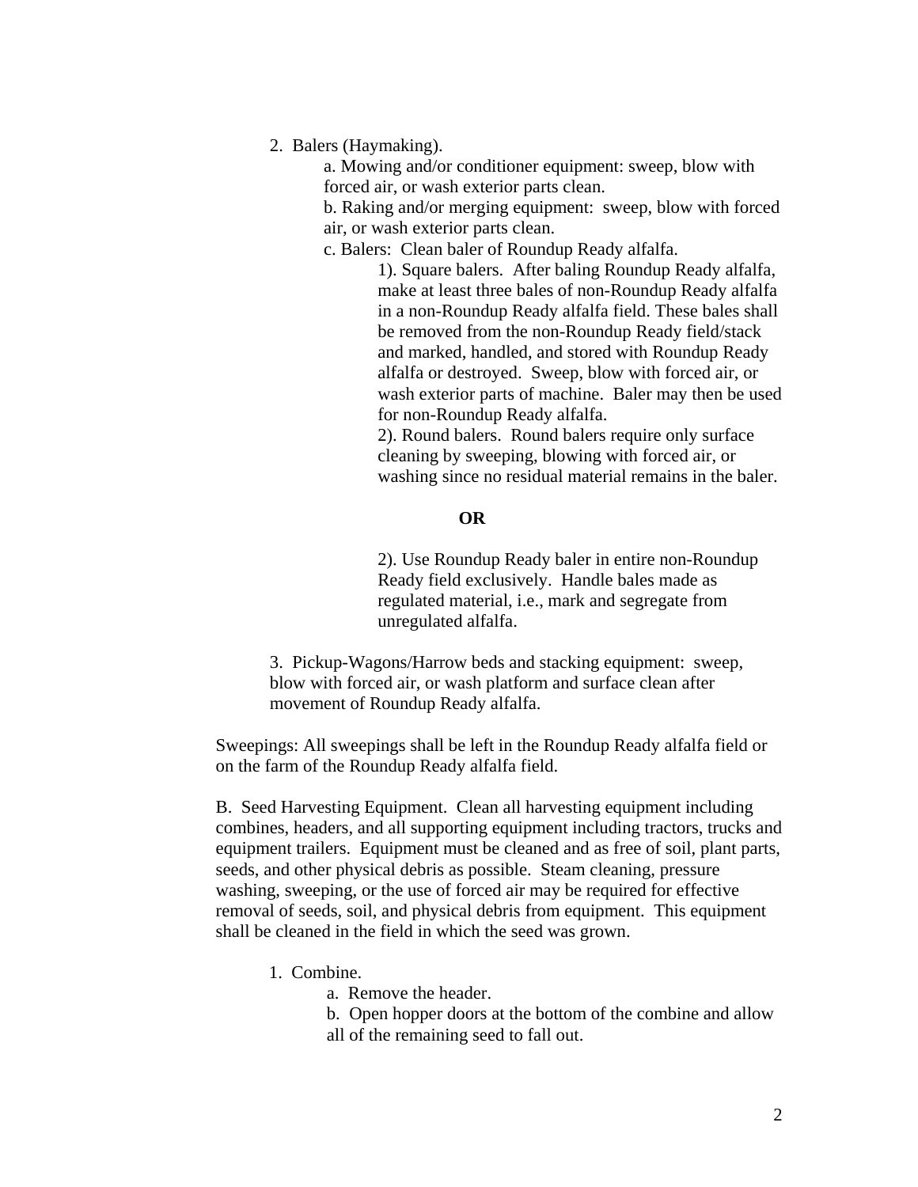2. Balers (Haymaking).

   a. Mowing and/or conditioner equipment: sweep, blow with forced air, or wash exterior parts clean.

   b. Raking and/or merging equipment: sweep, blow with forced air, or wash exterior parts clean.

   c. Balers: Clean baler of Roundup Ready alfalfa.

      1). Square balers. After baling Roundup Ready alfalfa, make at least three bales of non-Roundup Ready alfalfa in a non-Roundup Ready alfalfa field. These bales shall be removed from the non-Roundup Ready field/stack and marked, handled, and stored with Roundup Ready alfalfa or destroyed. Sweep, blow with forced air, or wash exterior parts of machine. Baler may then be used for non-Roundup Ready alfalfa.

      2). Round balers. Round balers require only surface cleaning by sweeping, blowing with forced air, or washing since no residual material remains in the baler.

      **OR**

      2). Use Roundup Ready baler in entire non-Roundup Ready field exclusively. Handle bales made as regulated material, i.e., mark and segregate from unregulated alfalfa.

3. Pickup-Wagons/Harrow beds and stacking equipment: sweep, blow with forced air, or wash platform and surface clean after movement of Roundup Ready alfalfa.

Sweepings: All sweepings shall be left in the Roundup Ready alfalfa field or on the farm of the Roundup Ready alfalfa field.

B. Seed Harvesting Equipment. Clean all harvesting equipment including combines, headers, and all supporting equipment including tractors, trucks and equipment trailers. Equipment must be cleaned and as free of soil, plant parts, seeds, and other physical debris as possible. Steam cleaning, pressure washing, sweeping, or the use of forced air may be required for effective removal of seeds, soil, and physical debris from equipment. This equipment shall be cleaned in the field in which the seed was grown.

1. Combine.

   a. Remove the header.

   b. Open hopper doors at the bottom of the combine and allow all of the remaining seed to fall out.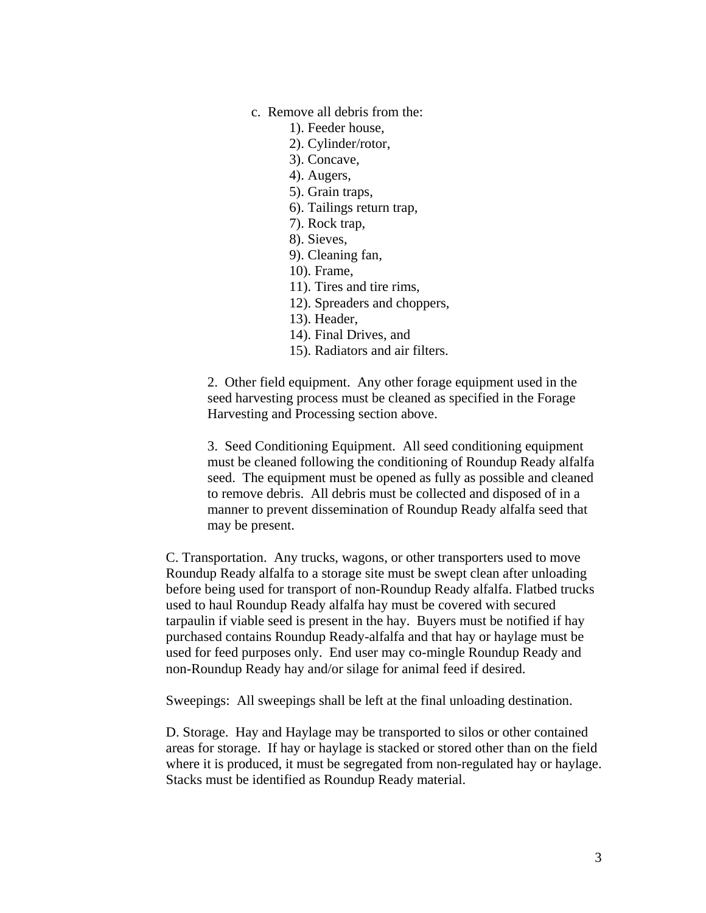c. Remove all debris from the:

1). Feeder house,
2). Cylinder/rotor,
3). Concave,
4). Augers,
5). Grain traps,
6). Tailings return trap,
7). Rock trap,
8). Sieves,
9). Cleaning fan,
10). Frame,
11). Tires and tire rims,
12). Spreaders and choppers,
13). Header,
14). Final Drives, and
15). Radiators and air filters.

2. Other field equipment. Any other forage equipment used in the seed harvesting process must be cleaned as specified in the Forage Harvesting and Processing section above.

3. Seed Conditioning Equipment. All seed conditioning equipment must be cleaned following the conditioning of Roundup Ready alfalfa seed. The equipment must be opened as fully as possible and cleaned to remove debris. All debris must be collected and disposed of in a manner to prevent dissemination of Roundup Ready alfalfa seed that may be present.

C. Transportation. Any trucks, wagons, or other transporters used to move Roundup Ready alfalfa to a storage site must be swept clean after unloading before being used for transport of non-Roundup Ready alfalfa. Flatbed trucks used to haul Roundup Ready alfalfa hay must be covered with secured tarpaulin if viable seed is present in the hay. Buyers must be notified if hay purchased contains Roundup Ready-alfalfa and that hay or haylage must be used for feed purposes only. End user may co-mingle Roundup Ready and non-Roundup Ready hay and/or silage for animal feed if desired.

Sweepings: All sweepings shall be left at the final unloading destination.

D. Storage. Hay and Haylage may be transported to silos or other contained areas for storage. If hay or haylage is stacked or stored other than on the field where it is produced, it must be segregated from non-regulated hay or haylage. Stacks must be identified as Roundup Ready material.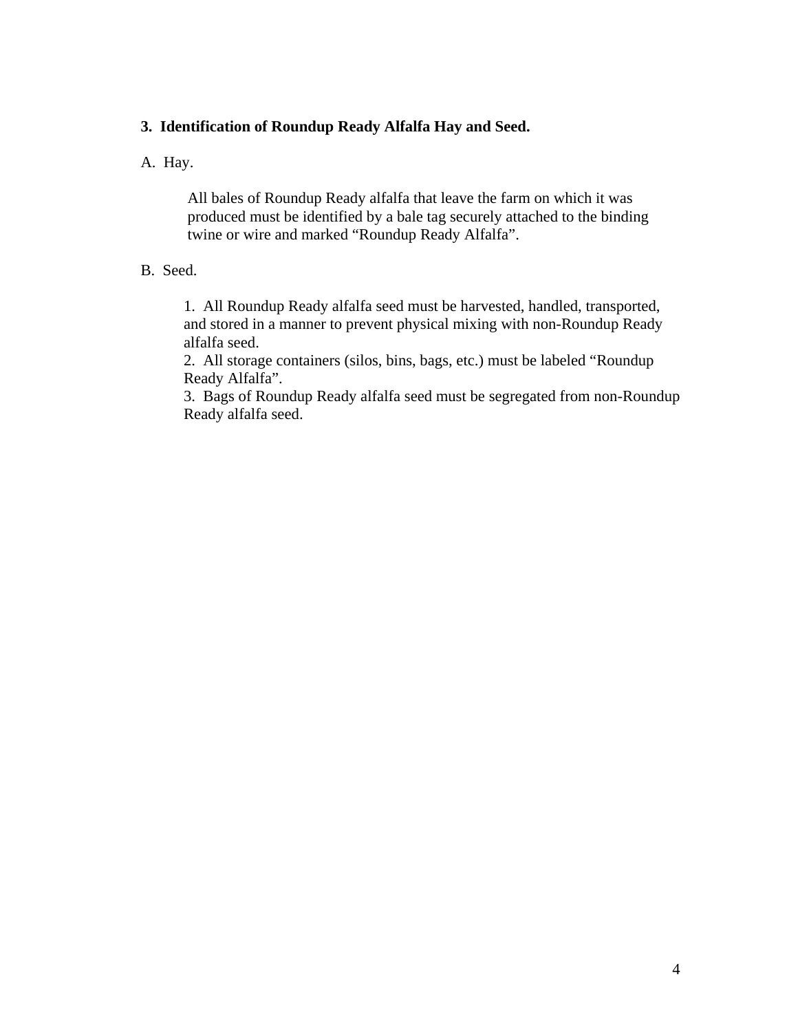**3. Identification of Roundup Ready Alfalfa Hay and Seed.**

A. Hay.

All bales of Roundup Ready alfalfa that leave the farm on which it was produced must be identified by a bale tag securely attached to the binding twine or wire and marked "Roundup Ready Alfalfa".

B. Seed.

1. All Roundup Ready alfalfa seed must be harvested, handled, transported, and stored in a manner to prevent physical mixing with non-Roundup Ready alfalfa seed.
2. All storage containers (silos, bins, bags, etc.) must be labeled "Roundup Ready Alfalfa".
3. Bags of Roundup Ready alfalfa seed must be segregated from non-Roundup Ready alfalfa seed.